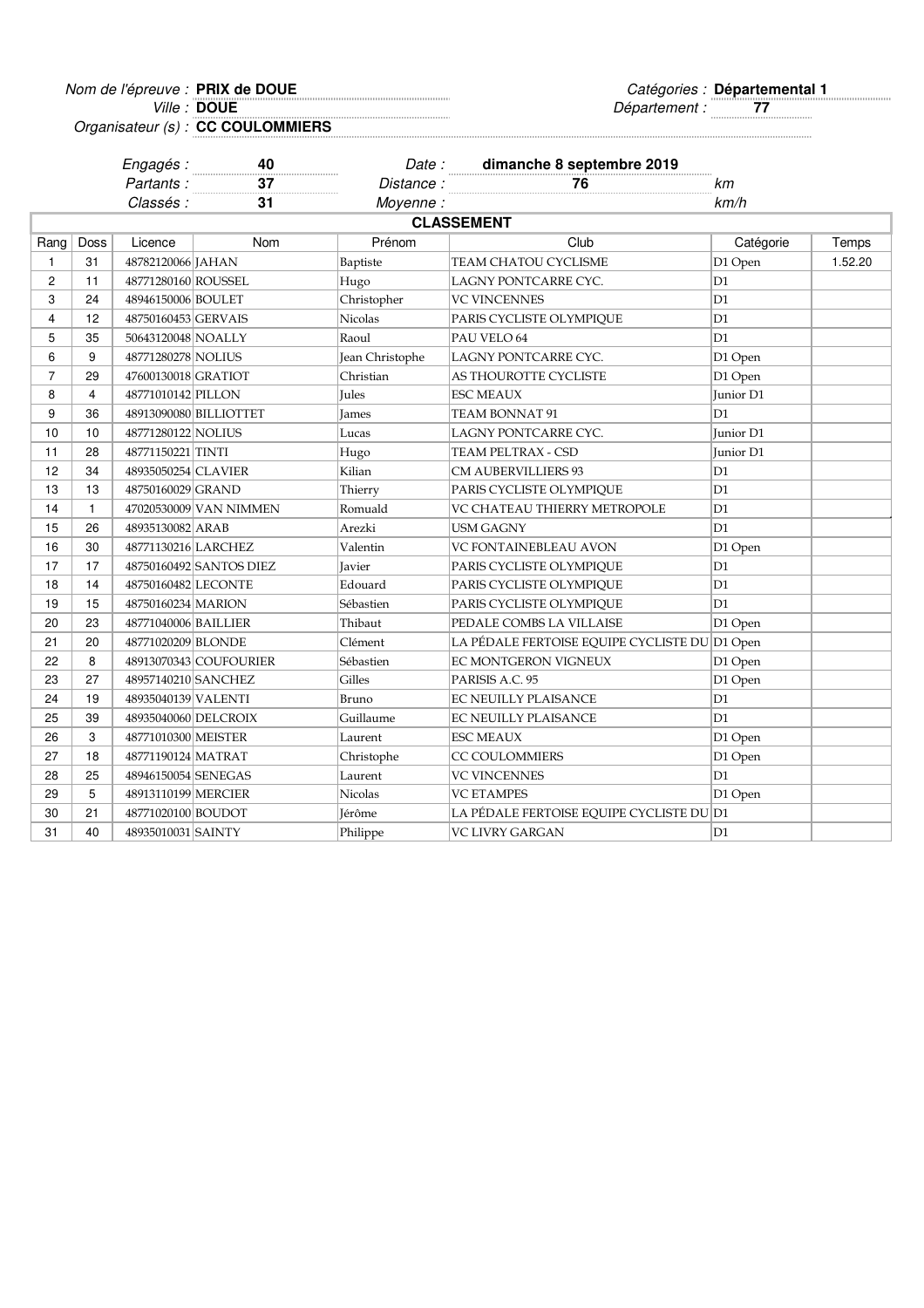Nom de l'épreuve : **PRIX de DOUE**
Ville : **DOUE**
Organisateur (s) : **CC COULOMMIERS**

Catégories : **Départemental 1**
Département : **77**

Engagés : **40**
Partants : **37**
Classés : **31**

Date : **dimanche 8 septembre 2019**
Distance : **76** km
Moyenne : km/h

## CLASSEMENT

| Rang | Doss | Licence | Nom | Prénom | Club | Catégorie | Temps |
|---|---|---|---|---|---|---|---|
| 1 | 31 | 48782120066 | JAHAN | Baptiste | TEAM CHATOU CYCLISME | D1 Open | 1.52.20 |
| 2 | 11 | 48771280160 | ROUSSEL | Hugo | LAGNY PONTCARRE CYC. | D1 | |
| 3 | 24 | 48946150006 | BOULET | Christopher | VC VINCENNES | D1 | |
| 4 | 12 | 48750160453 | GERVAIS | Nicolas | PARIS CYCLISTE OLYMPIQUE | D1 | |
| 5 | 35 | 50643120048 | NOALLY | Raoul | PAU VELO 64 | D1 | |
| 6 | 9 | 48771280278 | NOLIUS | Jean Christophe | LAGNY PONTCARRE CYC. | D1 Open | |
| 7 | 29 | 47600130018 | GRATIOT | Christian | AS THOUROTTE CYCLISTE | D1 Open | |
| 8 | 4 | 48771010142 | PILLON | Jules | ESC MEAUX | Junior D1 | |
| 9 | 36 | 48913090080 | BILLIOTTET | James | TEAM BONNAT 91 | D1 | |
| 10 | 10 | 48771280122 | NOLIUS | Lucas | LAGNY PONTCARRE CYC. | Junior D1 | |
| 11 | 28 | 48771150221 | TINTI | Hugo | TEAM PELTRAX - CSD | Junior D1 | |
| 12 | 34 | 48935050254 | CLAVIER | Kilian | CM AUBERVILLIERS 93 | D1 | |
| 13 | 13 | 48750160029 | GRAND | Thierry | PARIS CYCLISTE OLYMPIQUE | D1 | |
| 14 | 1 | 47020530009 | VAN NIMMEN | Romuald | VC CHATEAU THIERRY METROPOLE | D1 | |
| 15 | 26 | 48935130082 | ARAB | Arezki | USM GAGNY | D1 | |
| 16 | 30 | 48771130216 | LARCHEZ | Valentin | VC FONTAINEBLEAU AVON | D1 Open | |
| 17 | 17 | 48750160492 | SANTOS DIEZ | Javier | PARIS CYCLISTE OLYMPIQUE | D1 | |
| 18 | 14 | 48750160482 | LECONTE | Edouard | PARIS CYCLISTE OLYMPIQUE | D1 | |
| 19 | 15 | 48750160234 | MARION | Sébastien | PARIS CYCLISTE OLYMPIQUE | D1 | |
| 20 | 23 | 48771040006 | BAILLIER | Thibaut | PEDALE COMBS LA VILLAISE | D1 Open | |
| 21 | 20 | 48771020209 | BLONDE | Clément | LA PÉDALE FERTOISE EQUIPE CYCLISTE DU | D1 Open | |
| 22 | 8 | 48913070343 | COUFOURIER | Sébastien | EC MONTGERON VIGNEUX | D1 Open | |
| 23 | 27 | 48957140210 | SANCHEZ | Gilles | PARISIS A.C. 95 | D1 Open | |
| 24 | 19 | 48935040139 | VALENTI | Bruno | EC NEUILLY PLAISANCE | D1 | |
| 25 | 39 | 48935040060 | DELCROIX | Guillaume | EC NEUILLY PLAISANCE | D1 | |
| 26 | 3 | 48771010300 | MEISTER | Laurent | ESC MEAUX | D1 Open | |
| 27 | 18 | 48771190124 | MATRAT | Christophe | CC COULOMMIERS | D1 Open | |
| 28 | 25 | 48946150054 | SENEGAS | Laurent | VC VINCENNES | D1 | |
| 29 | 5 | 48913110199 | MERCIER | Nicolas | VC ETAMPES | D1 Open | |
| 30 | 21 | 48771020100 | BOUDOT | Jérôme | LA PÉDALE FERTOISE EQUIPE CYCLISTE DU | D1 | |
| 31 | 40 | 48935010031 | SAINTY | Philippe | VC LIVRY GARGAN | D1 | |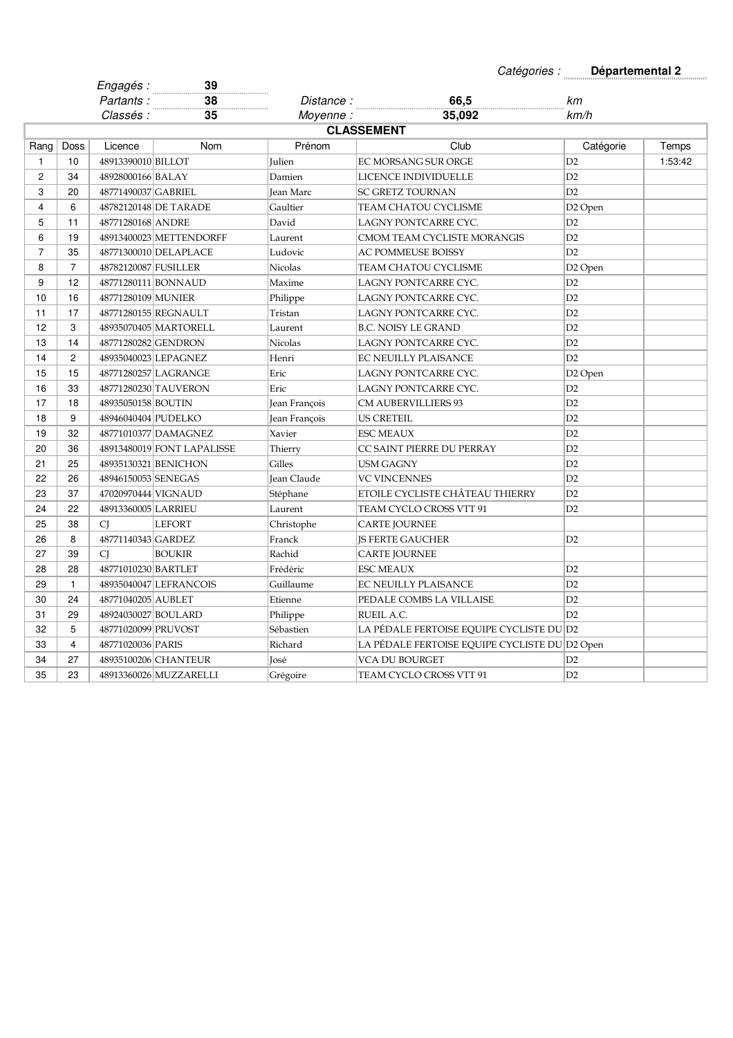*Catégories :* **Départemental 2**

| | | | | |
|---|---|---|---|---|
| *Engagés :* | **39** | | | |
| *Partants :* | **38** | *Distance :* | **66,5** | *km* |
| *Classés :* | **35** | *Moyenne :* | **35,092** | *km/h* |

## CLASSEMENT

| Rang | Doss | Licence | Nom | Prénom | Club | Catégorie | Temps |
|---|---|---|---|---|---|---|---|
| 1 | 10 | 48913390010 | BILLOT | Julien | EC MORSANG SUR ORGE | D2 | 1:53:42 |
| 2 | 34 | 48928000166 | BALAY | Damien | LICENCE INDIVIDUELLE | D2 | |
| 3 | 20 | 48771490037 | GABRIEL | Jean Marc | SC GRETZ TOURNAN | D2 | |
| 4 | 6 | 48782120148 | DE TARADE | Gaultier | TEAM CHATOU CYCLISME | D2 Open | |
| 5 | 11 | 48771280168 | ANDRE | David | LAGNY PONTCARRE CYC. | D2 | |
| 6 | 19 | 48913400023 | METTENDORFF | Laurent | CMOM TEAM CYCLISTE MORANGIS | D2 | |
| 7 | 35 | 48771300010 | DELAPLACE | Ludovic | AC POMMEUSE BOISSY | D2 | |
| 8 | 7 | 48782120087 | FUSILLER | Nicolas | TEAM CHATOU CYCLISME | D2 Open | |
| 9 | 12 | 48771280111 | BONNAUD | Maxime | LAGNY PONTCARRE CYC. | D2 | |
| 10 | 16 | 48771280109 | MUNIER | Philippe | LAGNY PONTCARRE CYC. | D2 | |
| 11 | 17 | 48771280155 | REGNAULT | Tristan | LAGNY PONTCARRE CYC. | D2 | |
| 12 | 3 | 48935070405 | MARTORELL | Laurent | B.C. NOISY LE GRAND | D2 | |
| 13 | 14 | 48771280282 | GENDRON | Nicolas | LAGNY PONTCARRE CYC. | D2 | |
| 14 | 2 | 48935040023 | LEPAGNEZ | Henri | EC NEUILLY PLAISANCE | D2 | |
| 15 | 15 | 48771280257 | LAGRANGE | Eric | LAGNY PONTCARRE CYC. | D2 Open | |
| 16 | 33 | 48771280230 | TAUVERON | Eric | LAGNY PONTCARRE CYC. | D2 | |
| 17 | 18 | 48935050158 | BOUTIN | Jean François | CM AUBERVILLIERS 93 | D2 | |
| 18 | 9 | 48946040404 | PUDELKO | Jean François | US CRETEIL | D2 | |
| 19 | 32 | 48771010377 | DAMAGNEZ | Xavier | ESC MEAUX | D2 | |
| 20 | 36 | 48913480019 | FONT LAPALISSE | Thierry | CC SAINT PIERRE DU PERRAY | D2 | |
| 21 | 25 | 48935130321 | BENICHON | Gilles | USM GAGNY | D2 | |
| 22 | 26 | 48946150053 | SENEGAS | Jean Claude | VC VINCENNES | D2 | |
| 23 | 37 | 47020970444 | VIGNAUD | Stéphane | ETOILE CYCLISTE CHÂTEAU THIERRY | D2 | |
| 24 | 22 | 48913360005 | LARRIEU | Laurent | TEAM CYCLO CROSS VTT 91 | D2 | |
| 25 | 38 | CJ | LEFORT | Christophe | CARTE JOURNEE | | |
| 26 | 8 | 48771140343 | GARDEZ | Franck | JS FERTE GAUCHER | D2 | |
| 27 | 39 | CJ | BOUKIR | Rachid | CARTE JOURNEE | | |
| 28 | 28 | 48771010230 | BARTLET | Frédéric | ESC MEAUX | D2 | |
| 29 | 1 | 48935040047 | LEFRANCOIS | Guillaume | EC NEUILLY PLAISANCE | D2 | |
| 30 | 24 | 48771040205 | AUBLET | Etienne | PEDALE COMBS LA VILLAISE | D2 | |
| 31 | 29 | 48924030027 | BOULARD | Philippe | RUEIL A.C. | D2 | |
| 32 | 5 | 48771020099 | PRUVOST | Sébastien | LA PÉDALE FERTOISE EQUIPE CYCLISTE DU | D2 | |
| 33 | 4 | 48771020036 | PARIS | Richard | LA PÉDALE FERTOISE EQUIPE CYCLISTE DU | D2 Open | |
| 34 | 27 | 48935100206 | CHANTEUR | José | VCA DU BOURGET | D2 | |
| 35 | 23 | 48913360026 | MUZZARELLI | Grégoire | TEAM CYCLO CROSS VTT 91 | D2 | |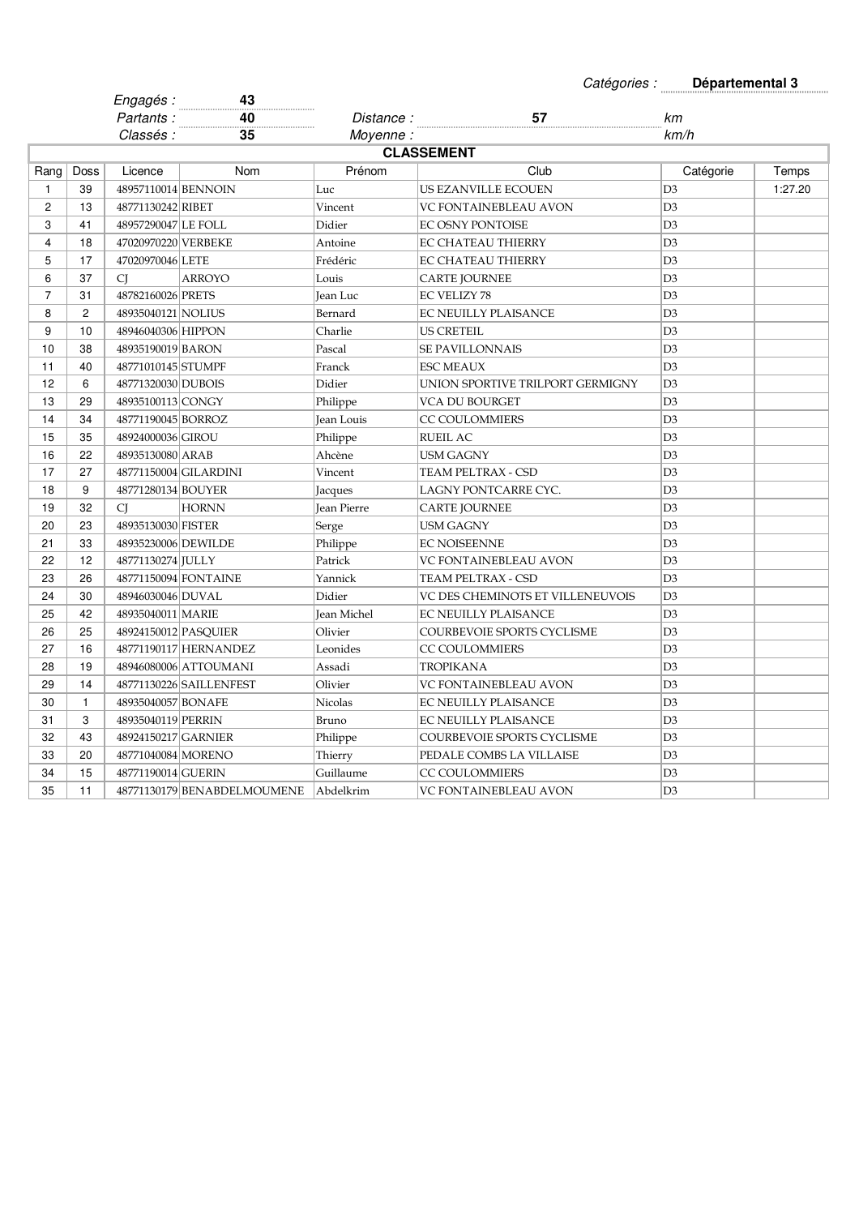*Catégories :* **Départemental 3**

*Engagés :* **43**
*Partants :* **40** *Distance :* **57** *km*
*Classés :* **35** *Moyenne :* *km/h*

**CLASSEMENT**

| Rang | Doss | Licence | Nom | Prénom | Club | Catégorie | Temps |
|---|---|---|---|---|---|---|---|
| 1 | 39 | 48957110014 | BENNOIN | Luc | US EZANVILLE ECOUEN | D3 | 1:27.20 |
| 2 | 13 | 48771130242 | RIBET | Vincent | VC FONTAINEBLEAU AVON | D3 | |
| 3 | 41 | 48957290047 | LE FOLL | Didier | EC OSNY PONTOISE | D3 | |
| 4 | 18 | 47020970220 | VERBEKE | Antoine | EC CHATEAU THIERRY | D3 | |
| 5 | 17 | 47020970046 | LETE | Frédéric | EC CHATEAU THIERRY | D3 | |
| 6 | 37 | CJ | ARROYO | Louis | CARTE JOURNEE | D3 | |
| 7 | 31 | 48782160026 | PRETS | Jean Luc | EC VELIZY 78 | D3 | |
| 8 | 2 | 48935040121 | NOLIUS | Bernard | EC NEUILLY PLAISANCE | D3 | |
| 9 | 10 | 48946040306 | HIPPON | Charlie | US CRETEIL | D3 | |
| 10 | 38 | 48935190019 | BARON | Pascal | SE PAVILLONNAIS | D3 | |
| 11 | 40 | 48771010145 | STUMPF | Franck | ESC MEAUX | D3 | |
| 12 | 6 | 48771320030 | DUBOIS | Didier | UNION SPORTIVE TRILPORT GERMIGNY | D3 | |
| 13 | 29 | 48935100113 | CONGY | Philippe | VCA DU BOURGET | D3 | |
| 14 | 34 | 48771190045 | BORROZ | Jean Louis | CC COULOMMIERS | D3 | |
| 15 | 35 | 48924000036 | GIROU | Philippe | RUEIL AC | D3 | |
| 16 | 22 | 48935130080 | ARAB | Ahcène | USM GAGNY | D3 | |
| 17 | 27 | 48771150004 | GILARDINI | Vincent | TEAM PELTRAX - CSD | D3 | |
| 18 | 9 | 48771280134 | BOUYER | Jacques | LAGNY PONTCARRE CYC. | D3 | |
| 19 | 32 | CJ | HORNN | Jean Pierre | CARTE JOURNEE | D3 | |
| 20 | 23 | 48935130030 | FISTER | Serge | USM GAGNY | D3 | |
| 21 | 33 | 48935230006 | DEWILDE | Philippe | EC NOISEENNE | D3 | |
| 22 | 12 | 48771130274 | JULLY | Patrick | VC FONTAINEBLEAU AVON | D3 | |
| 23 | 26 | 48771150094 | FONTAINE | Yannick | TEAM PELTRAX - CSD | D3 | |
| 24 | 30 | 48946030046 | DUVAL | Didier | VC DES CHEMINOTS ET VILLENEUVOIS | D3 | |
| 25 | 42 | 48935040011 | MARIE | Jean Michel | EC NEUILLY PLAISANCE | D3 | |
| 26 | 25 | 48924150012 | PASQUIER | Olivier | COURBEVOIE SPORTS CYCLISME | D3 | |
| 27 | 16 | 48771190117 | HERNANDEZ | Leonides | CC COULOMMIERS | D3 | |
| 28 | 19 | 48946080006 | ATTOUMANI | Assadi | TROPIKANA | D3 | |
| 29 | 14 | 48771130226 | SAILLENFEST | Olivier | VC FONTAINEBLEAU AVON | D3 | |
| 30 | 1 | 48935040057 | BONAFE | Nicolas | EC NEUILLY PLAISANCE | D3 | |
| 31 | 3 | 48935040119 | PERRIN | Bruno | EC NEUILLY PLAISANCE | D3 | |
| 32 | 43 | 48924150217 | GARNIER | Philippe | COURBEVOIE SPORTS CYCLISME | D3 | |
| 33 | 20 | 48771040084 | MORENO | Thierry | PEDALE COMBS LA VILLAISE | D3 | |
| 34 | 15 | 48771190014 | GUERIN | Guillaume | CC COULOMMIERS | D3 | |
| 35 | 11 | 48771130179 | BENABDELMOUMENE | Abdelkrim | VC FONTAINEBLEAU AVON | D3 | |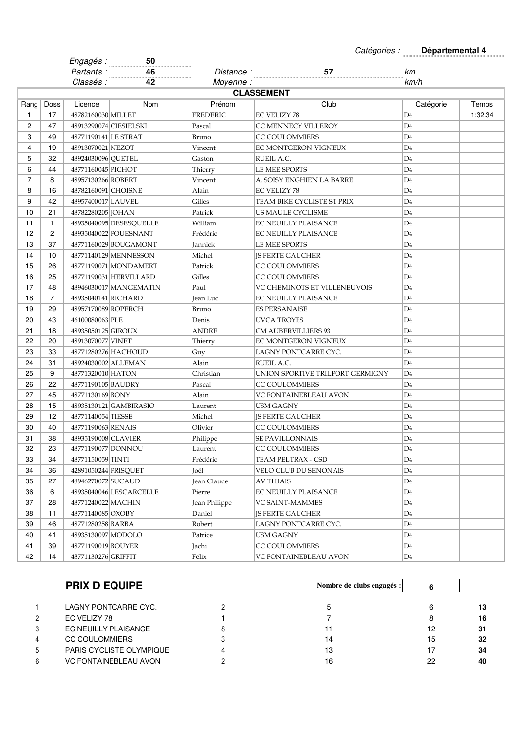*Catégories :* **Départemental 4**

| | | | |
|---|---|---|---|
| *Engagés :* | **50** | | |
| *Partants :* | **46** | *Distance :* | **57** km |
| *Classés :* | **42** | *Moyenne :* | km/h |

**CLASSEMENT**

| Rang | Doss | Licence | Nom | Prénom | Club | Catégorie | Temps |
|---|---|---|---|---|---|---|---|
| 1 | 17 | 48782160030 | MILLET | FREDERIC | EC VELIZY 78 | D4 | 1:32.34 |
| 2 | 47 | 48913290074 | CIESIELSKI | Pascal | CC MENNECY VILLEROY | D4 | |
| 3 | 49 | 48771190141 | LE STRAT | Bruno | CC COULOMMIERS | D4 | |
| 4 | 19 | 48913070021 | NEZOT | Vincent | EC MONTGERON VIGNEUX | D4 | |
| 5 | 32 | 48924030096 | QUETEL | Gaston | RUEIL A.C. | D4 | |
| 6 | 44 | 48771160045 | PICHOT | Thierry | LE MEE SPORTS | D4 | |
| 7 | 8 | 48957130266 | ROBERT | Vincent | A. SOISY ENGHIEN LA BARRE | D4 | |
| 8 | 16 | 48782160091 | CHOISNE | Alain | EC VELIZY 78 | D4 | |
| 9 | 42 | 48957400017 | LAUVEL | Gilles | TEAM BIKE CYCLISTE ST PRIX | D4 | |
| 10 | 21 | 48782280205 | JOHAN | Patrick | US MAULE CYCLISME | D4 | |
| 11 | 1 | 48935040095 | DESESQUELLE | William | EC NEUILLY PLAISANCE | D4 | |
| 12 | 2 | 48935040022 | FOUESNANT | Frédéric | EC NEUILLY PLAISANCE | D4 | |
| 13 | 37 | 48771160029 | BOUGAMONT | Jannick | LE MEE SPORTS | D4 | |
| 14 | 10 | 48771140129 | MENNESSON | Michel | JS FERTE GAUCHER | D4 | |
| 15 | 26 | 48771190071 | MONDAMERT | Patrick | CC COULOMMIERS | D4 | |
| 16 | 25 | 48771190031 | HERVILLARD | Gilles | CC COULOMMIERS | D4 | |
| 17 | 48 | 48946030017 | MANGEMATIN | Paul | VC CHEMINOTS ET VILLENEUVOIS | D4 | |
| 18 | 7 | 48935040141 | RICHARD | Jean Luc | EC NEUILLY PLAISANCE | D4 | |
| 19 | 29 | 48957170089 | ROPERCH | Bruno | ES PERSANAISE | D4 | |
| 20 | 43 | 46100080063 | PLE | Denis | UVCA TROYES | D4 | |
| 21 | 18 | 48935050125 | GIROUX | ANDRE | CM AUBERVILLIERS 93 | D4 | |
| 22 | 20 | 48913070077 | VINET | Thierry | EC MONTGERON VIGNEUX | D4 | |
| 23 | 33 | 48771280276 | HACHOUD | Guy | LAGNY PONTCARRE CYC. | D4 | |
| 24 | 31 | 48924030002 | ALLEMAN | Alain | RUEIL A.C. | D4 | |
| 25 | 9 | 48771320010 | HATON | Christian | UNION SPORTIVE TRILPORT GERMIGNY | D4 | |
| 26 | 22 | 48771190105 | BAUDRY | Pascal | CC COULOMMIERS | D4 | |
| 27 | 45 | 48771130169 | BONY | Alain | VC FONTAINEBLEAU AVON | D4 | |
| 28 | 15 | 48935130121 | GAMBIRASIO | Laurent | USM GAGNY | D4 | |
| 29 | 12 | 48771140054 | TIESSE | Michel | JS FERTE GAUCHER | D4 | |
| 30 | 40 | 48771190063 | RENAIS | Olivier | CC COULOMMIERS | D4 | |
| 31 | 38 | 48935190008 | CLAVIER | Philippe | SE PAVILLONNAIS | D4 | |
| 32 | 23 | 48771190077 | DONNOU | Laurent | CC COULOMMIERS | D4 | |
| 33 | 34 | 48771150059 | TINTI | Frédéric | TEAM PELTRAX - CSD | D4 | |
| 34 | 36 | 42891050244 | FRISQUET | Joël | VELO CLUB DU SENONAIS | D4 | |
| 35 | 27 | 48946270072 | SUCAUD | Jean Claude | AV THIAIS | D4 | |
| 36 | 6 | 48935040046 | LESCARCELLE | Pierre | EC NEUILLY PLAISANCE | D4 | |
| 37 | 28 | 48771240022 | MACHIN | Jean Philippe | VC SAINT-MAMMES | D4 | |
| 38 | 11 | 48771140085 | OXOBY | Daniel | JS FERTE GAUCHER | D4 | |
| 39 | 46 | 48771280258 | BARBA | Robert | LAGNY PONTCARRE CYC. | D4 | |
| 40 | 41 | 48935130097 | MODOLO | Patrice | USM GAGNY | D4 | |
| 41 | 39 | 48771190019 | BOUYER | Jachi | CC COULOMMIERS | D4 | |
| 42 | 14 | 48771130276 | GRIFFIT | Félix | VC FONTAINEBLEAU AVON | D4 | |

## PRIX D EQUIPE

**Nombre de clubs engagés :** 6

| | | | | | |
|---|---|---|---|---|---|
| 1 | LAGNY PONTCARRE CYC. | 2 | 5 | 6 | **13** |
| 2 | EC VELIZY 78 | 1 | 7 | 8 | **16** |
| 3 | EC NEUILLY PLAISANCE | 8 | 11 | 12 | **31** |
| 4 | CC COULOMMIERS | 3 | 14 | 15 | **32** |
| 5 | PARIS CYCLISTE OLYMPIQUE | 4 | 13 | 17 | **34** |
| 6 | VC FONTAINEBLEAU AVON | 2 | 16 | 22 | **40** |